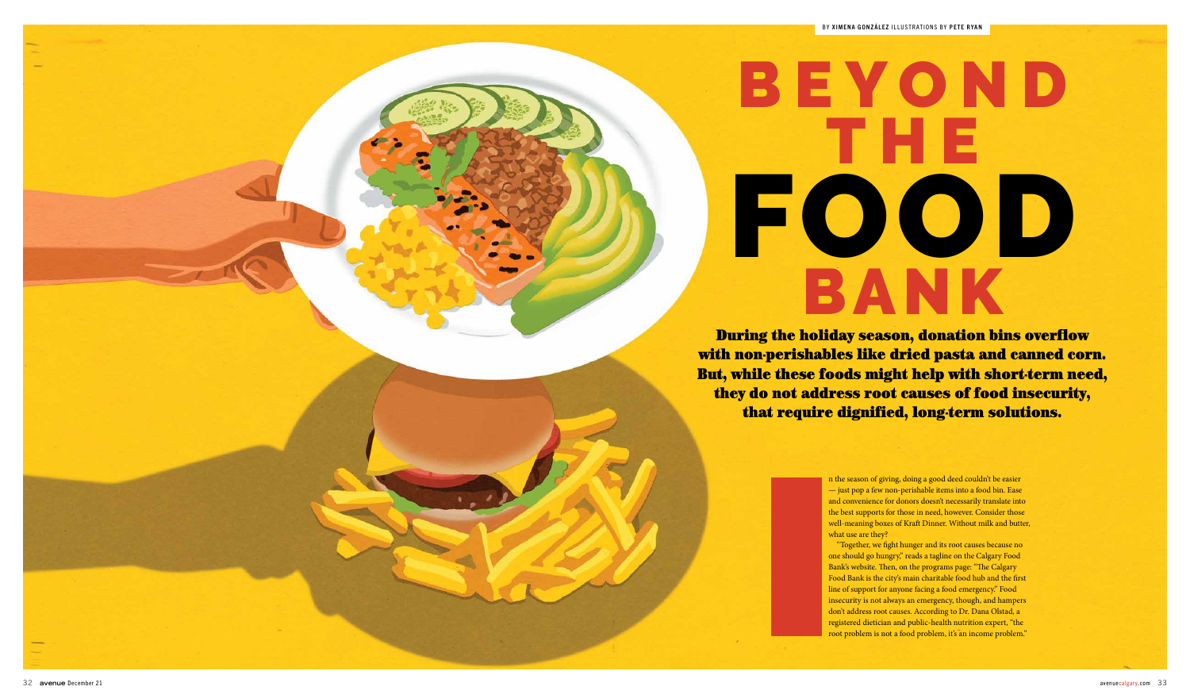BY **XIMENA GONZÁLEZ** ILLUSTRATIONS BY **PETE RYAN**

# BEYOND THE FOOD BANK

**During the holiday season, donation bins overflow with non-perishables like dried pasta and canned corn. But, while these foods might help with short-term need, they do not address root causes of food insecurity, that require dignified, long-term solutions.**

In the season of giving, doing a good deed couldn't be easier — just pop a few non-perishable items into a food bin. Ease and convenience for donors doesn't necessarily translate into the best supports for those in need, however. Consider those well-meaning boxes of Kraft Dinner. Without milk and butter, what use are they?

"Together, we fight hunger and its root causes because no one should go hungry," reads a tagline on the Calgary Food Bank's website. Then, on the programs page: "The Calgary Food Bank is the city's main charitable food hub and the first line of support for anyone facing a food emergency." Food insecurity is not always an emergency, though, and hampers don't address root causes. According to Dr. Dana Olstad, a registered dietician and public-health nutrition expert, "the root problem is not a food problem, it's an income problem."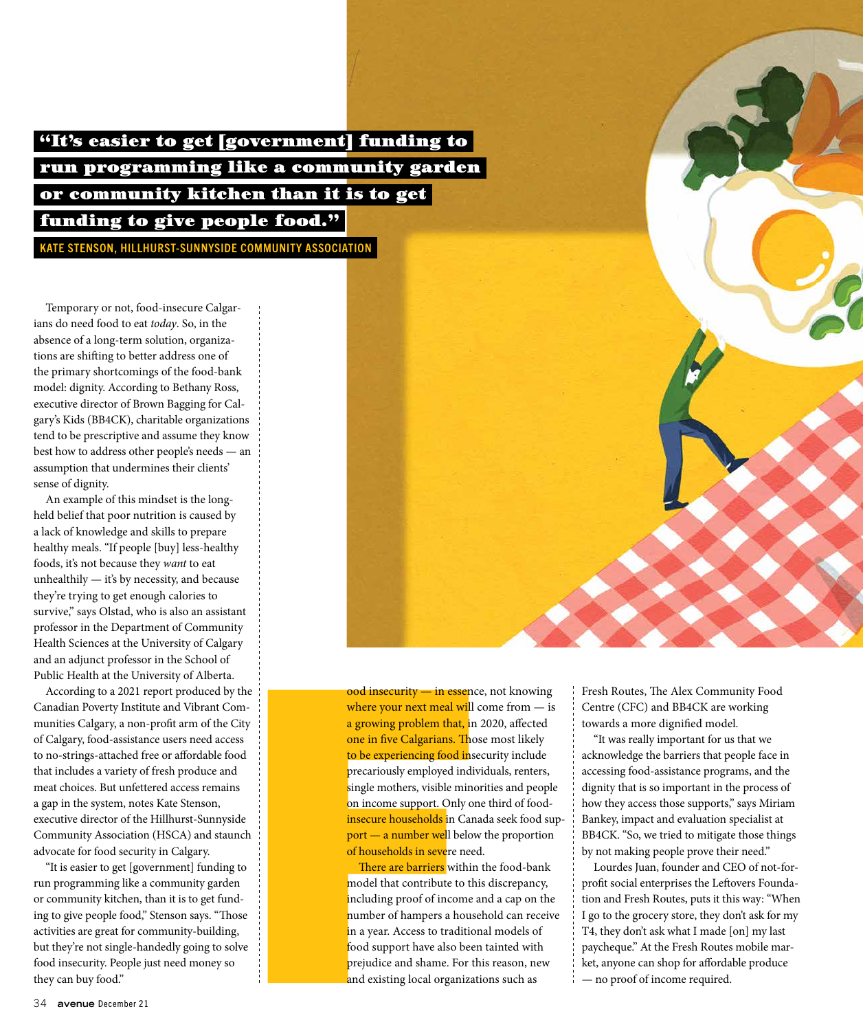> **"It's easier to get [government] funding to run programming like a community garden or community kitchen than it is to get funding to give people food."**
>
> KATE STENSON, HILLHURST-SUNNYSIDE COMMUNITY ASSOCIATION

Temporary or not, food-insecure Calgarians do need food to eat *today*. So, in the absence of a long-term solution, organizations are shifting to better address one of the primary shortcomings of the food-bank model: dignity. According to Bethany Ross, executive director of Brown Bagging for Calgary's Kids (BB4CK), charitable organizations tend to be prescriptive and assume they know best how to address other people's needs — an assumption that undermines their clients' sense of dignity.

An example of this mindset is the long-held belief that poor nutrition is caused by a lack of knowledge and skills to prepare healthy meals. "If people [buy] less-healthy foods, it's not because they *want* to eat unhealthily — it's by necessity, and because they're trying to get enough calories to survive," says Olstad, who is also an assistant professor in the Department of Community Health Sciences at the University of Calgary and an adjunct professor in the School of Public Health at the University of Alberta.

According to a 2021 report produced by the Canadian Poverty Institute and Vibrant Communities Calgary, a non-profit arm of the City of Calgary, food-assistance users need access to no-strings-attached free or affordable food that includes a variety of fresh produce and meat choices. But unfettered access remains a gap in the system, notes Kate Stenson, executive director of the Hillhurst-Sunnyside Community Association (HSCA) and staunch advocate for food security in Calgary.

"It is easier to get [government] funding to run programming like a community garden or community kitchen, than it is to get funding to give people food," Stenson says. "Those activities are great for community-building, but they're not single-handedly going to solve food insecurity. People just need money so they can buy food."

Food insecurity — in essence, not knowing where your next meal will come from — is a growing problem that, in 2020, affected one in five Calgarians. Those most likely to be experiencing food insecurity include precariously employed individuals, renters, single mothers, visible minorities and people on income support. Only one third of food-insecure households in Canada seek food support — a number well below the proportion of households in severe need.

There are barriers within the food-bank model that contribute to this discrepancy, including proof of income and a cap on the number of hampers a household can receive in a year. Access to traditional models of food support have also been tainted with prejudice and shame. For this reason, new and existing local organizations such as Fresh Routes, The Alex Community Food Centre (CFC) and BB4CK are working towards a more dignified model.

"It was really important for us that we acknowledge the barriers that people face in accessing food-assistance programs, and the dignity that is so important in the process of how they access those supports," says Miriam Bankey, impact and evaluation specialist at BB4CK. "So, we tried to mitigate those things by not making people prove their need."

Lourdes Juan, founder and CEO of not-for-profit social enterprises the Leftovers Foundation and Fresh Routes, puts it this way: "When I go to the grocery store, they don't ask for my T4, they don't ask what I made [on] my last paycheque." At the Fresh Routes mobile market, anyone can shop for affordable produce — no proof of income required.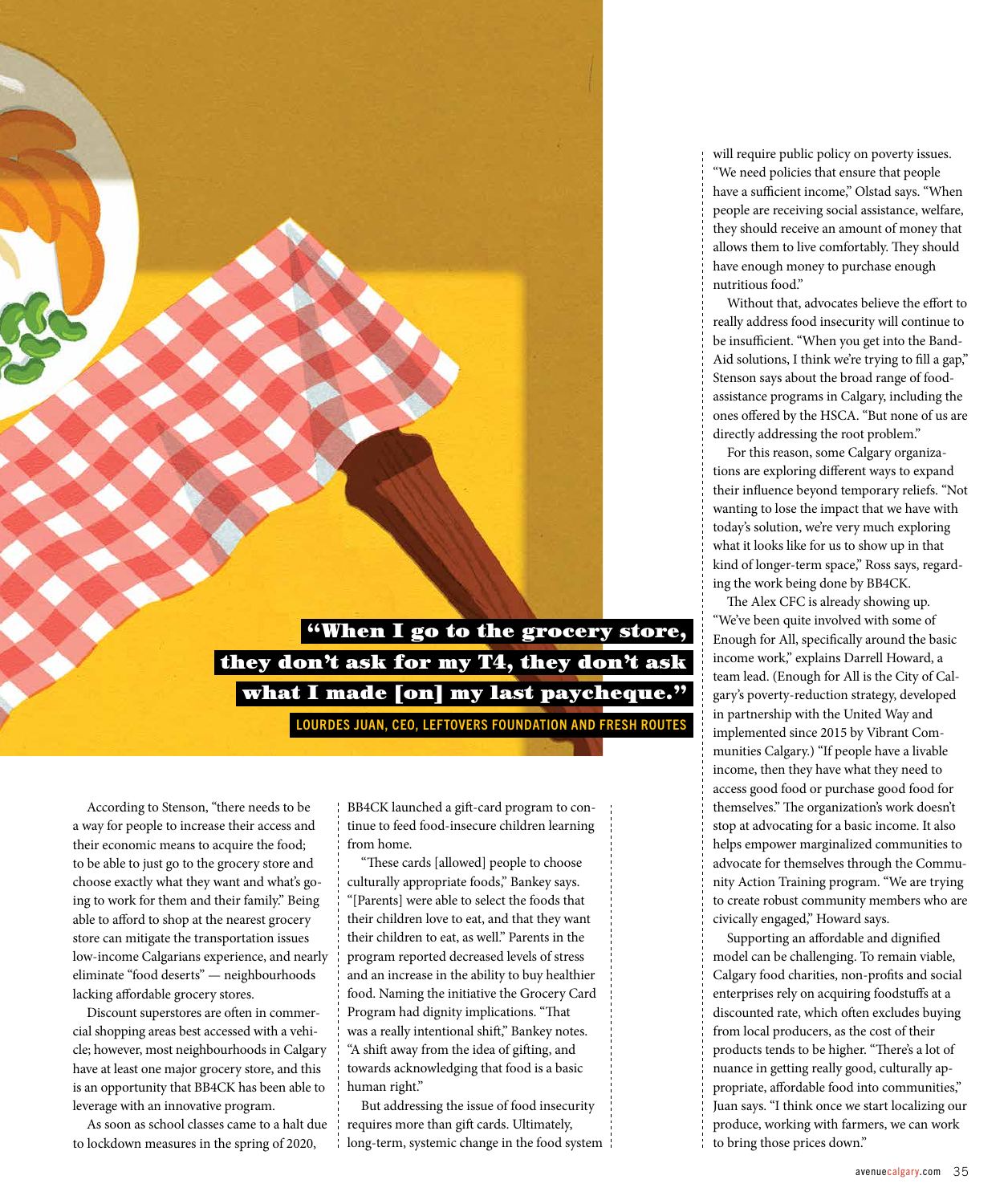> **"When I go to the grocery store, they don't ask for my T4, they don't ask what I made [on] my last paycheque."**
>
> LOURDES JUAN, CEO, LEFTOVERS FOUNDATION AND FRESH ROUTES

According to Stenson, "there needs to be a way for people to increase their access and their economic means to acquire the food; to be able to just go to the grocery store and choose exactly what they want and what's going to work for them and their family." Being able to afford to shop at the nearest grocery store can mitigate the transportation issues low-income Calgarians experience, and nearly eliminate "food deserts" — neighbourhoods lacking affordable grocery stores.

Discount superstores are often in commercial shopping areas best accessed with a vehicle; however, most neighbourhoods in Calgary have at least one major grocery store, and this is an opportunity that BB4CK has been able to leverage with an innovative program.

As soon as school classes came to a halt due to lockdown measures in the spring of 2020, BB4CK launched a gift-card program to continue to feed food-insecure children learning from home.

"These cards [allowed] people to choose culturally appropriate foods," Bankey says. "[Parents] were able to select the foods that their children love to eat, and that they want their children to eat, as well." Parents in the program reported decreased levels of stress and an increase in the ability to buy healthier food. Naming the initiative the Grocery Card Program had dignity implications. "That was a really intentional shift," Bankey notes. "A shift away from the idea of gifting, and towards acknowledging that food is a basic human right."

But addressing the issue of food insecurity requires more than gift cards. Ultimately, long-term, systemic change in the food system will require public policy on poverty issues. "We need policies that ensure that people have a sufficient income," Olstad says. "When people are receiving social assistance, welfare, they should receive an amount of money that allows them to live comfortably. They should have enough money to purchase enough nutritious food."

Without that, advocates believe the effort to really address food insecurity will continue to be insufficient. "When you get into the Band-Aid solutions, I think we're trying to fill a gap," Stenson says about the broad range of food-assistance programs in Calgary, including the ones offered by the HSCA. "But none of us are directly addressing the root problem."

For this reason, some Calgary organizations are exploring different ways to expand their influence beyond temporary reliefs. "Not wanting to lose the impact that we have with today's solution, we're very much exploring what it looks like for us to show up in that kind of longer-term space," Ross says, regarding the work being done by BB4CK.

The Alex CFC is already showing up. "We've been quite involved with some of Enough for All, specifically around the basic income work," explains Darrell Howard, a team lead. (Enough for All is the City of Calgary's poverty-reduction strategy, developed in partnership with the United Way and implemented since 2015 by Vibrant Communities Calgary.) "If people have a livable income, then they have what they need to access good food or purchase good food for themselves." The organization's work doesn't stop at advocating for a basic income. It also helps empower marginalized communities to advocate for themselves through the Community Action Training program. "We are trying to create robust community members who are civically engaged," Howard says.

Supporting an affordable and dignified model can be challenging. To remain viable, Calgary food charities, non-profits and social enterprises rely on acquiring foodstuffs at a discounted rate, which often excludes buying from local producers, as the cost of their products tends to be higher. "There's a lot of nuance in getting really good, culturally appropriate, affordable food into communities," Juan says. "I think once we start localizing our produce, working with farmers, we can work to bring those prices down."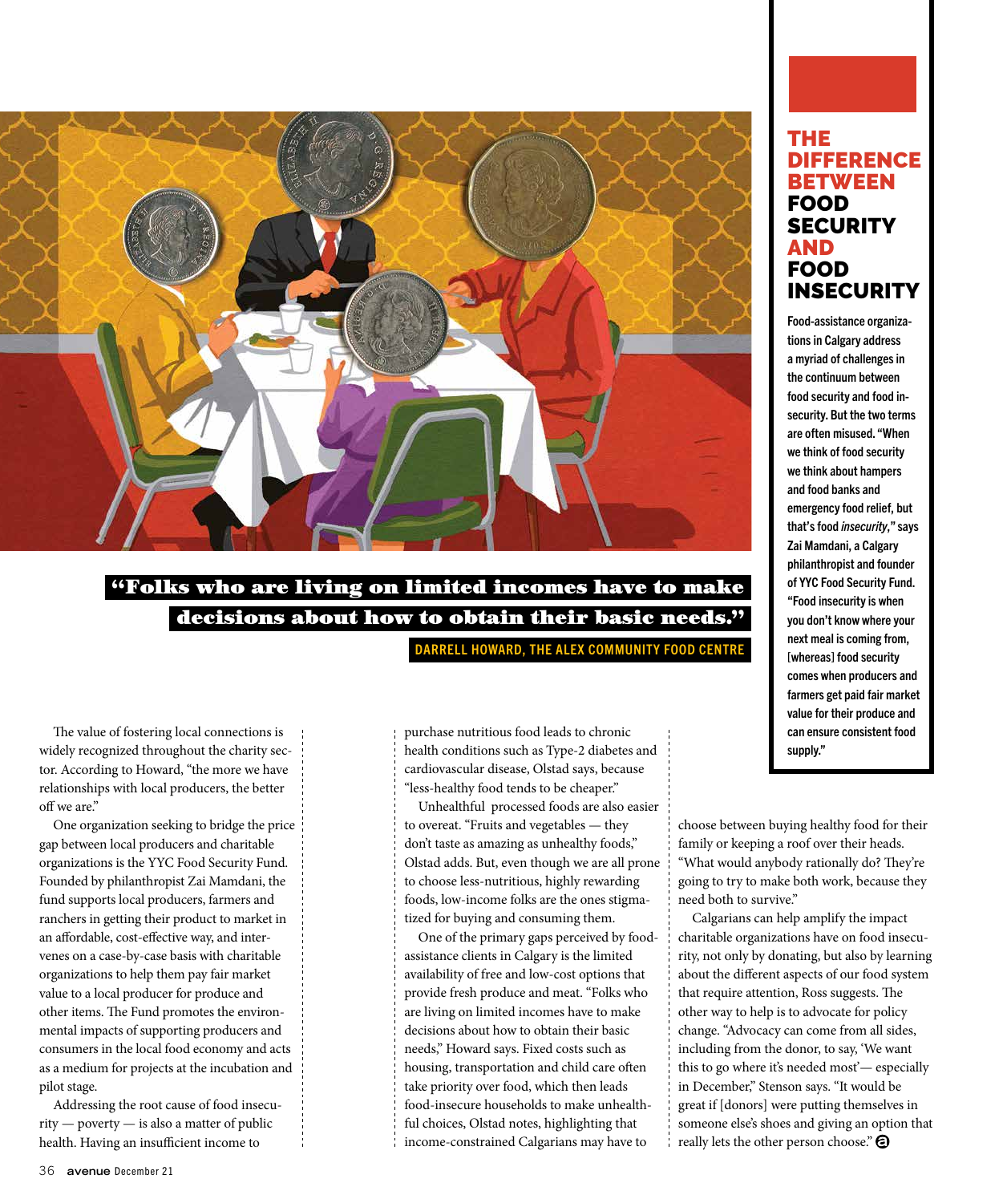> **"Folks who are living on limited incomes have to make decisions about how to obtain their basic needs."**
>
> DARRELL HOWARD, THE ALEX COMMUNITY FOOD CENTRE

The value of fostering local connections is widely recognized throughout the charity sector. According to Howard, "the more we have relationships with local producers, the better off we are."

One organization seeking to bridge the price gap between local producers and charitable organizations is the YYC Food Security Fund. Founded by philanthropist Zai Mamdani, the fund supports local producers, farmers and ranchers in getting their product to market in an affordable, cost-effective way, and intervenes on a case-by-case basis with charitable organizations to help them pay fair market value to a local producer for produce and other items. The Fund promotes the environmental impacts of supporting producers and consumers in the local food economy and acts as a medium for projects at the incubation and pilot stage.

Addressing the root cause of food insecurity — poverty — is also a matter of public health. Having an insufficient income to purchase nutritious food leads to chronic health conditions such as Type-2 diabetes and cardiovascular disease, Olstad says, because "less-healthy food tends to be cheaper."

Unhealthful processed foods are also easier to overeat. "Fruits and vegetables — they don't taste as amazing as unhealthy foods," Olstad adds. But, even though we are all prone to choose less-nutritious, highly rewarding foods, low-income folks are the ones stigmatized for buying and consuming them.

One of the primary gaps perceived by food-assistance clients in Calgary is the limited availability of free and low-cost options that provide fresh produce and meat. "Folks who are living on limited incomes have to make decisions about how to obtain their basic needs," Howard says. Fixed costs such as housing, transportation and child care often take priority over food, which then leads food-insecure households to make unhealthful choices, Olstad notes, highlighting that income-constrained Calgarians may have to choose between buying healthy food for their family or keeping a roof over their heads. "What would anybody rationally do? They're going to try to make both work, because they need both to survive."

Calgarians can help amplify the impact charitable organizations have on food insecurity, not only by donating, but also by learning about the different aspects of our food system that require attention, Ross suggests. The other way to help is to advocate for policy change. "Advocacy can come from all sides, including from the donor, to say, 'We want this to go where it's needed most'— especially in December," Stenson says. "It would be great if [donors] were putting themselves in someone else's shoes and giving an option that really lets the other person choose."

## THE DIFFERENCE BETWEEN FOOD SECURITY AND FOOD INSECURITY

**Food-assistance organizations in Calgary address a myriad of challenges in the continuum between food security and food insecurity. But the two terms are often misused. "When we think of food security we think about hampers and food banks and emergency food relief, but that's food *insecurity*," says Zai Mamdani, a Calgary philanthropist and founder of YYC Food Security Fund. "Food insecurity is when you don't know where your next meal is coming from, [whereas] food security comes when producers and farmers get paid fair market value for their produce and can ensure consistent food supply."**